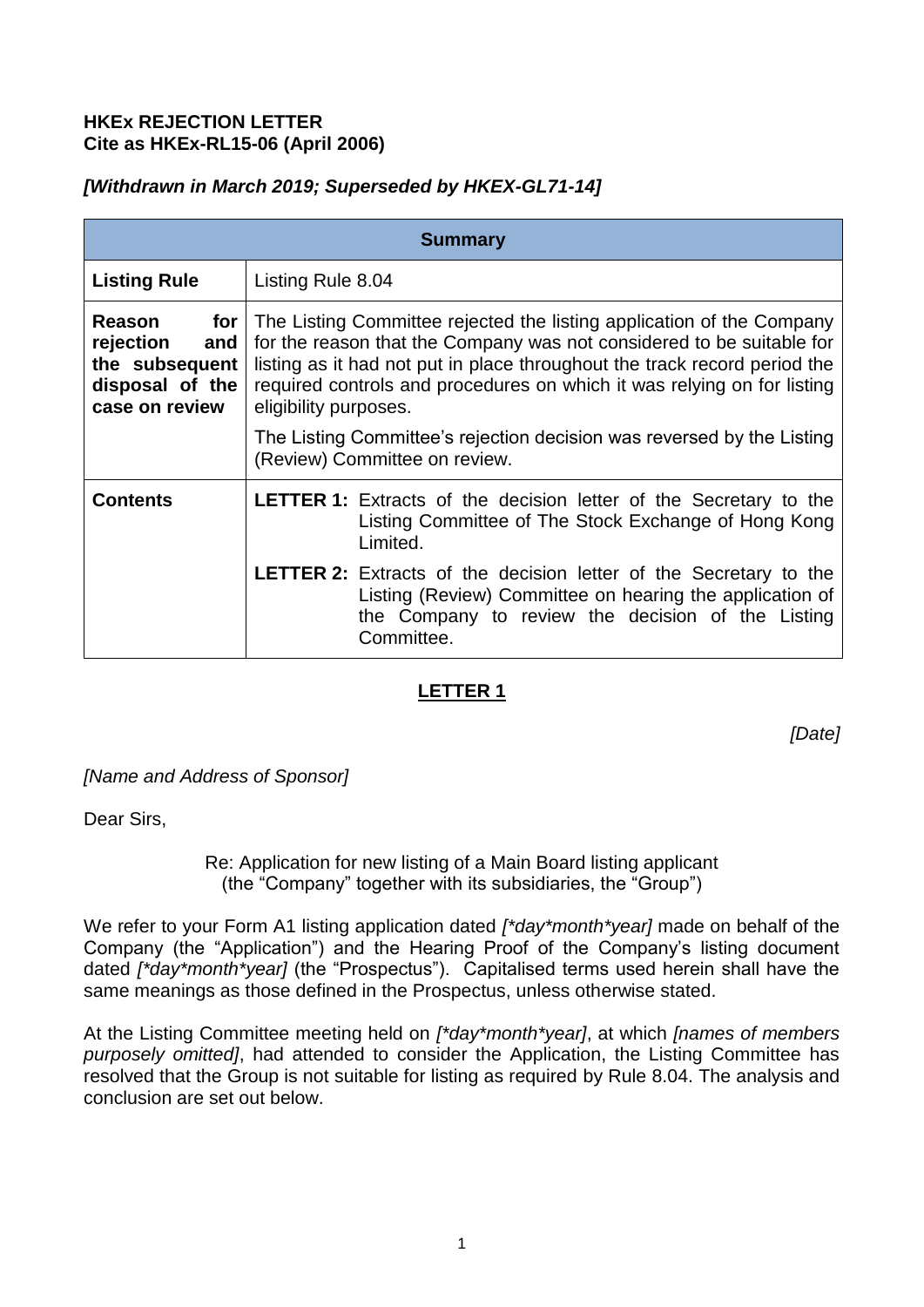**HKEx REJECTION LETTER**
**Cite as HKEx-RL15-06 (April 2006)**

***[Withdrawn in March 2019; Superseded by HKEX-GL71-14]***

| **Summary** | |
|---|---|
| **Listing Rule** | Listing Rule 8.04 |
| **Reason for rejection and the subsequent disposal of the case on review** | The Listing Committee rejected the listing application of the Company for the reason that the Company was not considered to be suitable for listing as it had not put in place throughout the track record period the required controls and procedures on which it was relying on for listing eligibility purposes.<br><br>The Listing Committee's rejection decision was reversed by the Listing (Review) Committee on review. |
| **Contents** | **LETTER 1:** Extracts of the decision letter of the Secretary to the Listing Committee of The Stock Exchange of Hong Kong Limited.<br><br>**LETTER 2:** Extracts of the decision letter of the Secretary to the Listing (Review) Committee on hearing the application of the Company to review the decision of the Listing Committee. |

## LETTER 1

*[Date]*

*[Name and Address of Sponsor]*

Dear Sirs,

Re: Application for new listing of a Main Board listing applicant (the "Company" together with its subsidiaries, the "Group")

We refer to your Form A1 listing application dated *[*day*month*year]* made on behalf of the Company (the "Application") and the Hearing Proof of the Company's listing document dated *[*day*month*year]* (the "Prospectus"). Capitalised terms used herein shall have the same meanings as those defined in the Prospectus, unless otherwise stated.

At the Listing Committee meeting held on *[*day*month*year]*, at which *[names of members purposely omitted]*, had attended to consider the Application, the Listing Committee has resolved that the Group is not suitable for listing as required by Rule 8.04. The analysis and conclusion are set out below.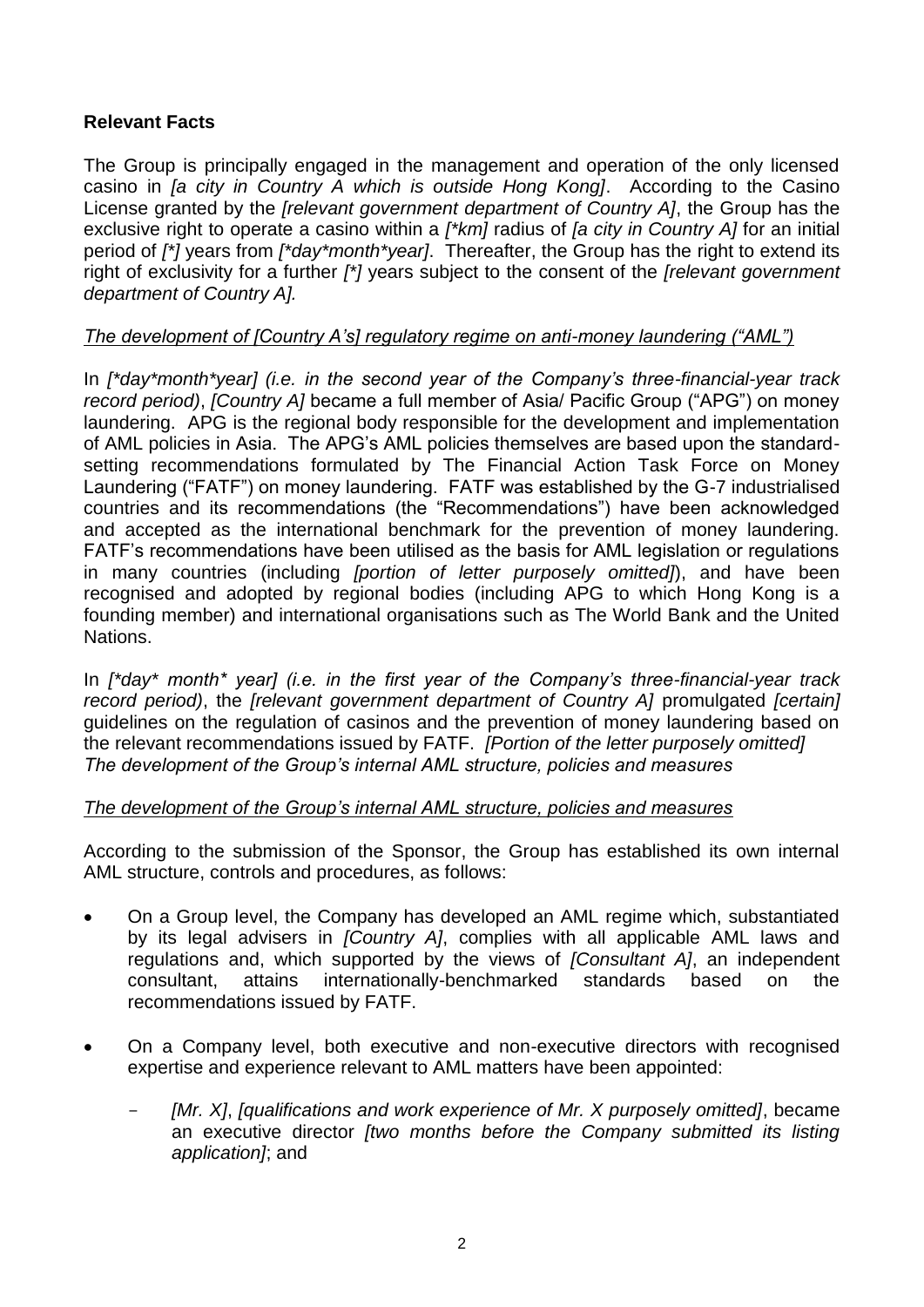**Relevant Facts**

The Group is principally engaged in the management and operation of the only licensed casino in *[a city in Country A which is outside Hong Kong]*. According to the Casino License granted by the *[relevant government department of Country A]*, the Group has the exclusive right to operate a casino within a *[*km]* radius of *[a city in Country A]* for an initial period of *[*]* years from *[*day*month*year]*. Thereafter, the Group has the right to extend its right of exclusivity for a further *[*]* years subject to the consent of the *[relevant government department of Country A].*

*The development of [Country A's] regulatory regime on anti-money laundering ("AML")*

In *[*day*month*year] (i.e. in the second year of the Company's three-financial-year track record period)*, *[Country A]* became a full member of Asia/ Pacific Group ("APG") on money laundering. APG is the regional body responsible for the development and implementation of AML policies in Asia. The APG's AML policies themselves are based upon the standard-setting recommendations formulated by The Financial Action Task Force on Money Laundering ("FATF") on money laundering. FATF was established by the G-7 industrialised countries and its recommendations (the "Recommendations") have been acknowledged and accepted as the international benchmark for the prevention of money laundering. FATF's recommendations have been utilised as the basis for AML legislation or regulations in many countries (including *[portion of letter purposely omitted]*), and have been recognised and adopted by regional bodies (including APG to which Hong Kong is a founding member) and international organisations such as The World Bank and the United Nations.

In *[*day* month* year] (i.e. in the first year of the Company's three-financial-year track record period)*, the *[relevant government department of Country A]* promulgated *[certain]* guidelines on the regulation of casinos and the prevention of money laundering based on the relevant recommendations issued by FATF. *[Portion of the letter purposely omitted]*
*The development of the Group's internal AML structure, policies and measures*

*The development of the Group's internal AML structure, policies and measures*

According to the submission of the Sponsor, the Group has established its own internal AML structure, controls and procedures, as follows:

- On a Group level, the Company has developed an AML regime which, substantiated by its legal advisers in *[Country A]*, complies with all applicable AML laws and regulations and, which supported by the views of *[Consultant A]*, an independent consultant, attains internationally-benchmarked standards based on the recommendations issued by FATF.
- On a Company level, both executive and non-executive directors with recognised expertise and experience relevant to AML matters have been appointed:
  - *[Mr. X]*, *[qualifications and work experience of Mr. X purposely omitted]*, became an executive director *[two months before the Company submitted its listing application]*; and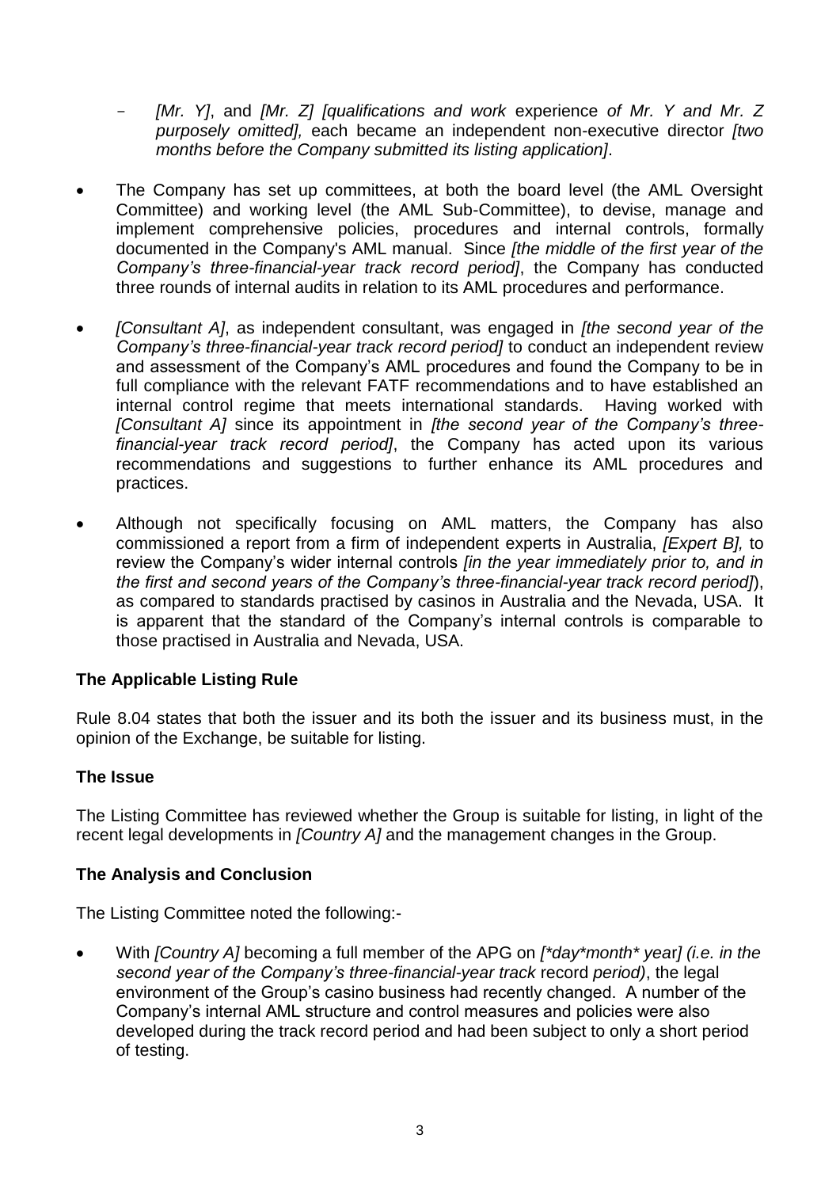- *[Mr. Y]*, and *[Mr. Z] [qualifications and work* experience *of Mr. Y and Mr. Z purposely omitted],* each became an independent non-executive director *[two months before the Company submitted its listing application]*.

- The Company has set up committees, at both the board level (the AML Oversight Committee) and working level (the AML Sub-Committee), to devise, manage and implement comprehensive policies, procedures and internal controls, formally documented in the Company's AML manual. Since *[the middle of the first year of the Company's three-financial-year track record period]*, the Company has conducted three rounds of internal audits in relation to its AML procedures and performance.

- *[Consultant A]*, as independent consultant, was engaged in *[the second year of the Company's three-financial-year track record period]* to conduct an independent review and assessment of the Company's AML procedures and found the Company to be in full compliance with the relevant FATF recommendations and to have established an internal control regime that meets international standards. Having worked with *[Consultant A]* since its appointment in *[the second year of the Company's three-financial-year track record period]*, the Company has acted upon its various recommendations and suggestions to further enhance its AML procedures and practices.

- Although not specifically focusing on AML matters, the Company has also commissioned a report from a firm of independent experts in Australia, *[Expert B],* to review the Company's wider internal controls *[in the year immediately prior to, and in the first and second years of the Company's three-financial-year track record period]*), as compared to standards practised by casinos in Australia and the Nevada, USA. It is apparent that the standard of the Company's internal controls is comparable to those practised in Australia and Nevada, USA.

## The Applicable Listing Rule

Rule 8.04 states that both the issuer and its both the issuer and its business must, in the opinion of the Exchange, be suitable for listing.

## The Issue

The Listing Committee has reviewed whether the Group is suitable for listing, in light of the recent legal developments in *[Country A]* and the management changes in the Group.

## The Analysis and Conclusion

The Listing Committee noted the following:-

- With *[Country A]* becoming a full member of the APG on *[\*day\*month\* year] (i.e. in the second year of the Company's three-financial-year track* record *period)*, the legal environment of the Group's casino business had recently changed. A number of the Company's internal AML structure and control measures and policies were also developed during the track record period and had been subject to only a short period of testing.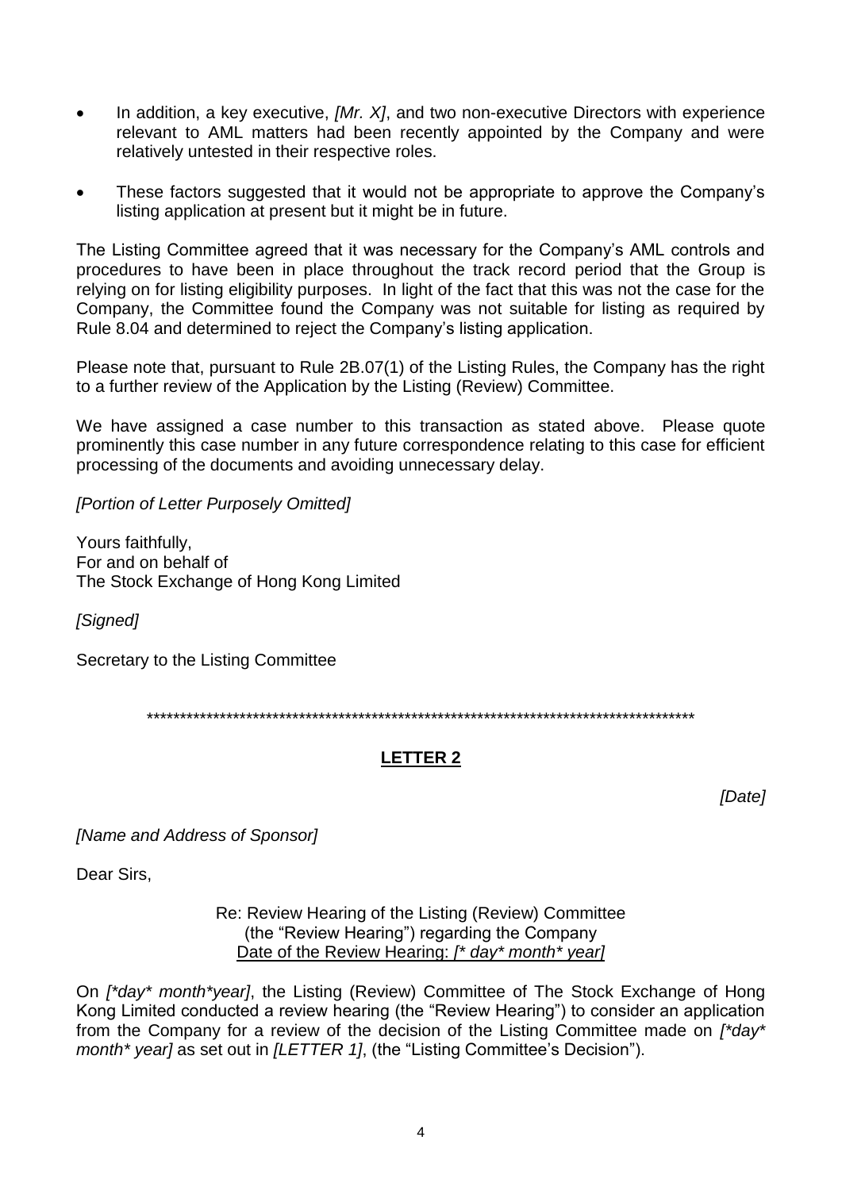- In addition, a key executive, *[Mr. X]*, and two non-executive Directors with experience relevant to AML matters had been recently appointed by the Company and were relatively untested in their respective roles.

- These factors suggested that it would not be appropriate to approve the Company's listing application at present but it might be in future.

The Listing Committee agreed that it was necessary for the Company's AML controls and procedures to have been in place throughout the track record period that the Group is relying on for listing eligibility purposes. In light of the fact that this was not the case for the Company, the Committee found the Company was not suitable for listing as required by Rule 8.04 and determined to reject the Company's listing application.

Please note that, pursuant to Rule 2B.07(1) of the Listing Rules, the Company has the right to a further review of the Application by the Listing (Review) Committee.

We have assigned a case number to this transaction as stated above. Please quote prominently this case number in any future correspondence relating to this case for efficient processing of the documents and avoiding unnecessary delay.

*[Portion of Letter Purposely Omitted]*

Yours faithfully,
For and on behalf of
The Stock Exchange of Hong Kong Limited

*[Signed]*

Secretary to the Listing Committee

************************************************************************************

## LETTER 2

*[Date]*

*[Name and Address of Sponsor]*

Dear Sirs,

Re: Review Hearing of the Listing (Review) Committee
(the "Review Hearing") regarding the Company
Date of the Review Hearing: *[* day* month* year]*

On *[*day* month*year]*, the Listing (Review) Committee of The Stock Exchange of Hong Kong Limited conducted a review hearing (the "Review Hearing") to consider an application from the Company for a review of the decision of the Listing Committee made on *[*day* month* year]* as set out in *[LETTER 1]*, (the "Listing Committee's Decision").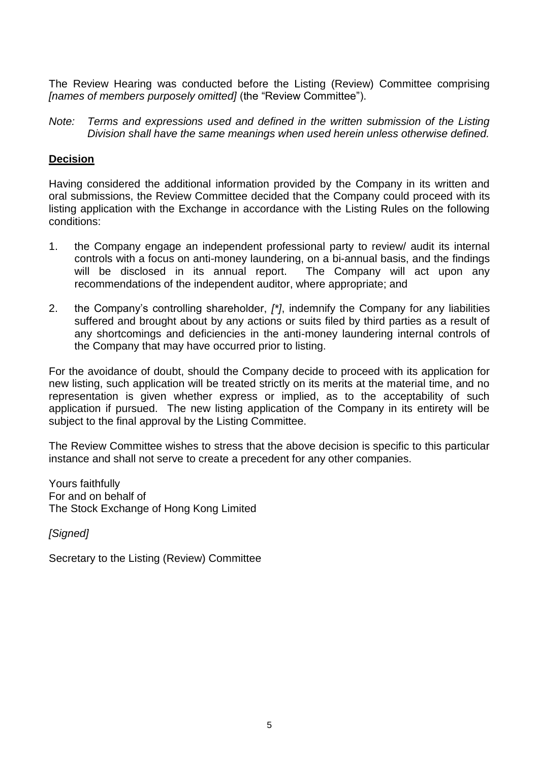The Review Hearing was conducted before the Listing (Review) Committee comprising *[names of members purposely omitted]* (the "Review Committee").

*Note: Terms and expressions used and defined in the written submission of the Listing Division shall have the same meanings when used herein unless otherwise defined.*

**Decision**

Having considered the additional information provided by the Company in its written and oral submissions, the Review Committee decided that the Company could proceed with its listing application with the Exchange in accordance with the Listing Rules on the following conditions:

1. the Company engage an independent professional party to review/ audit its internal controls with a focus on anti-money laundering, on a bi-annual basis, and the findings will be disclosed in its annual report. The Company will act upon any recommendations of the independent auditor, where appropriate; and

2. the Company's controlling shareholder, *[*]*, indemnify the Company for any liabilities suffered and brought about by any actions or suits filed by third parties as a result of any shortcomings and deficiencies in the anti-money laundering internal controls of the Company that may have occurred prior to listing.

For the avoidance of doubt, should the Company decide to proceed with its application for new listing, such application will be treated strictly on its merits at the material time, and no representation is given whether express or implied, as to the acceptability of such application if pursued. The new listing application of the Company in its entirety will be subject to the final approval by the Listing Committee.

The Review Committee wishes to stress that the above decision is specific to this particular instance and shall not serve to create a precedent for any other companies.

Yours faithfully
For and on behalf of
The Stock Exchange of Hong Kong Limited

*[Signed]*

Secretary to the Listing (Review) Committee